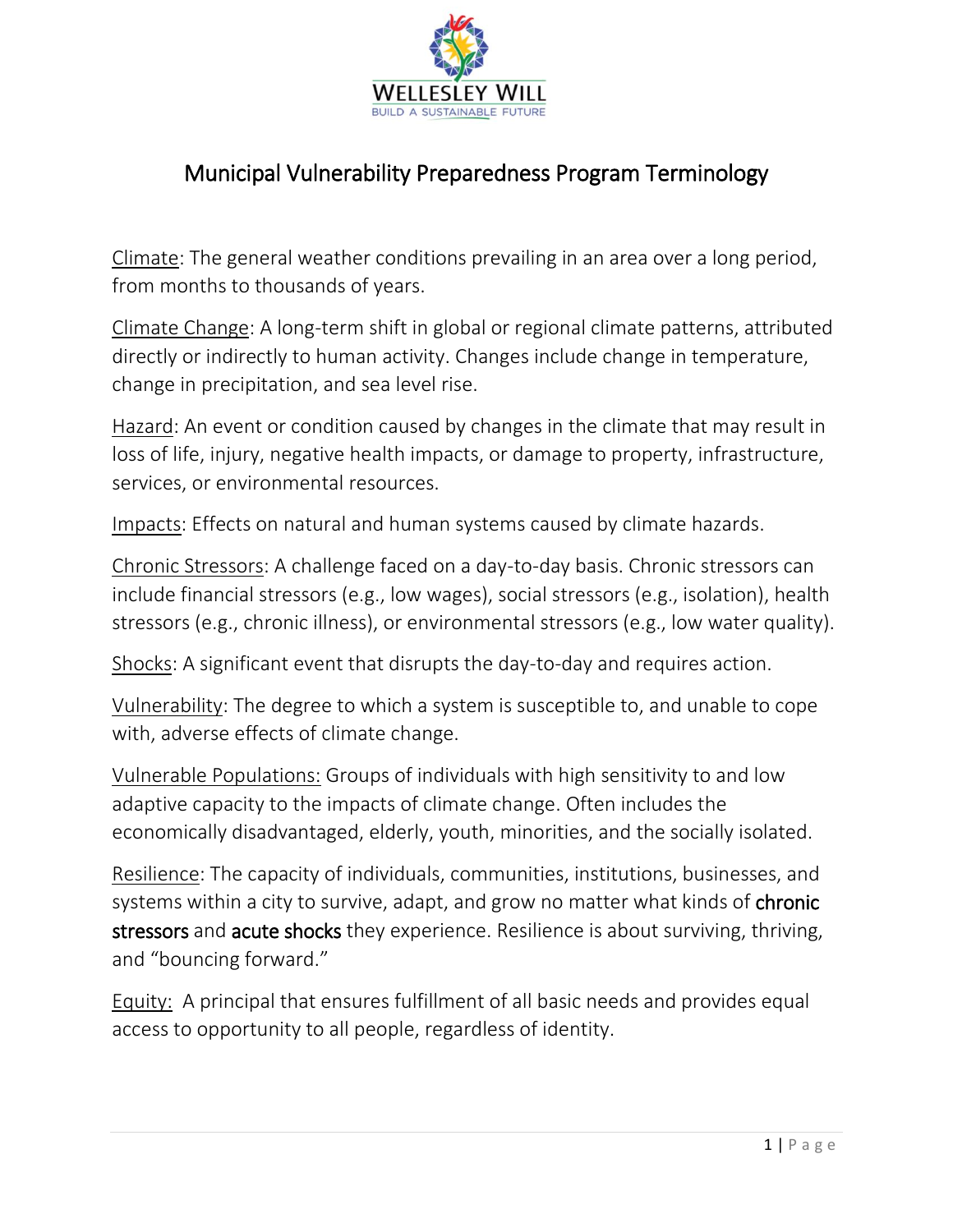WELLESLEY WILL

BUILD A SUSTAINABLE FUTURE

# Municipal Vulnerability Preparedness Program Terminology

Climate: The general weather conditions prevailing in an area over a long period, from months to thousands of years.

Climate Change: A long-term shift in global or regional climate patterns, attributed directly or indirectly to human activity. Changes include change in temperature, change in precipitation, and sea level rise.

Hazard: An event or condition caused by changes in the climate that may result in loss of life, injury, negative health impacts, or damage to property, infrastructure, services, or environmental resources.

Impacts: Effects on natural and human systems caused by climate hazards.

Chronic Stressors: A challenge faced on a day-to-day basis. Chronic stressors can include financial stressors (e.g., low wages), social stressors (e.g., isolation), health stressors (e.g., chronic illness), or environmental stressors (e.g., low water quality).

Shocks: A significant event that disrupts the day-to-day and requires action.

Vulnerability: The degree to which a system is susceptible to, and unable to cope with, adverse effects of climate change.

Vulnerable Populations: Groups of individuals with high sensitivity to and low adaptive capacity to the impacts of climate change. Often includes the economically disadvantaged, elderly, youth, minorities, and the socially isolated.

Resilience: The capacity of individuals, communities, institutions, businesses, and systems within a city to survive, adapt, and grow no matter what kinds of chronic stressors and acute shocks they experience. Resilience is about surviving, thriving, and "bouncing forward."

Equity: A principal that ensures fulfillment of all basic needs and provides equal access to opportunity to all people, regardless of identity.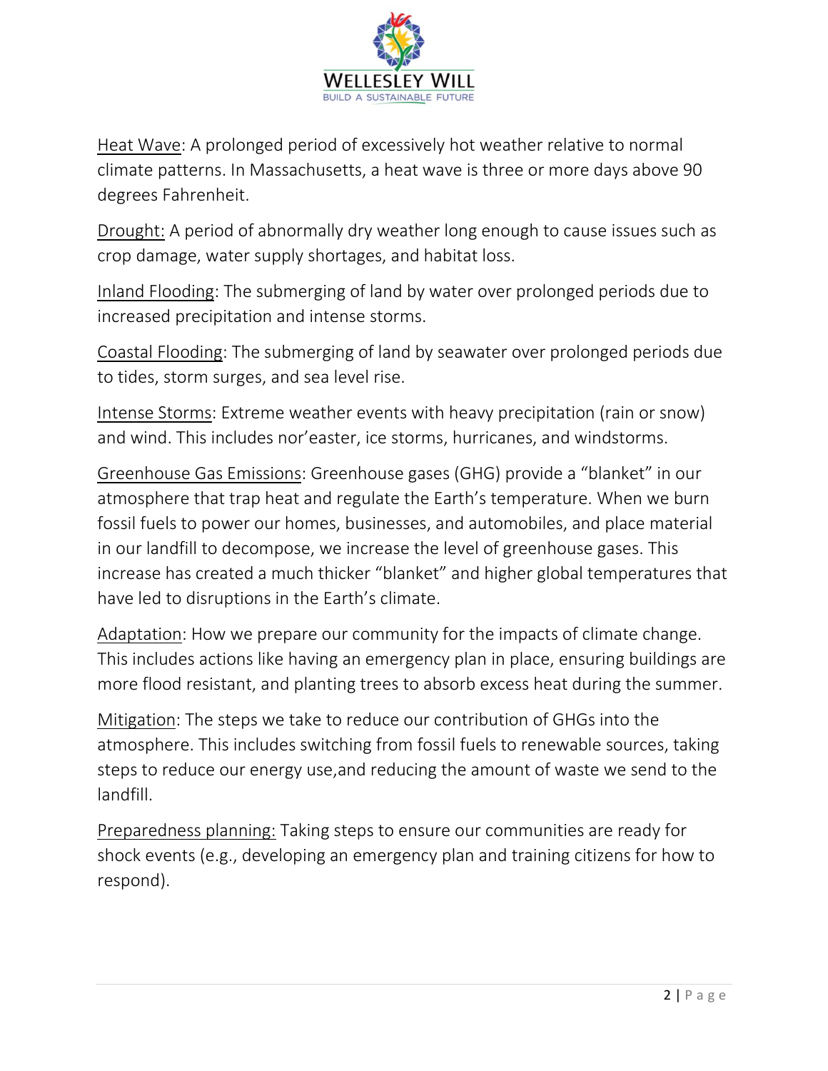Heat Wave: A prolonged period of excessively hot weather relative to normal climate patterns. In Massachusetts, a heat wave is three or more days above 90 degrees Fahrenheit.

Drought: A period of abnormally dry weather long enough to cause issues such as crop damage, water supply shortages, and habitat loss.

Inland Flooding: The submerging of land by water over prolonged periods due to increased precipitation and intense storms.

Coastal Flooding: The submerging of land by seawater over prolonged periods due to tides, storm surges, and sea level rise.

Intense Storms: Extreme weather events with heavy precipitation (rain or snow) and wind. This includes nor'easter, ice storms, hurricanes, and windstorms.

Greenhouse Gas Emissions: Greenhouse gases (GHG) provide a "blanket" in our atmosphere that trap heat and regulate the Earth's temperature. When we burn fossil fuels to power our homes, businesses, and automobiles, and place material in our landfill to decompose, we increase the level of greenhouse gases. This increase has created a much thicker "blanket" and higher global temperatures that have led to disruptions in the Earth's climate.

Adaptation: How we prepare our community for the impacts of climate change. This includes actions like having an emergency plan in place, ensuring buildings are more flood resistant, and planting trees to absorb excess heat during the summer.

Mitigation: The steps we take to reduce our contribution of GHGs into the atmosphere. This includes switching from fossil fuels to renewable sources, taking steps to reduce our energy use,and reducing the amount of waste we send to the landfill.

Preparedness planning: Taking steps to ensure our communities are ready for shock events (e.g., developing an emergency plan and training citizens for how to respond).